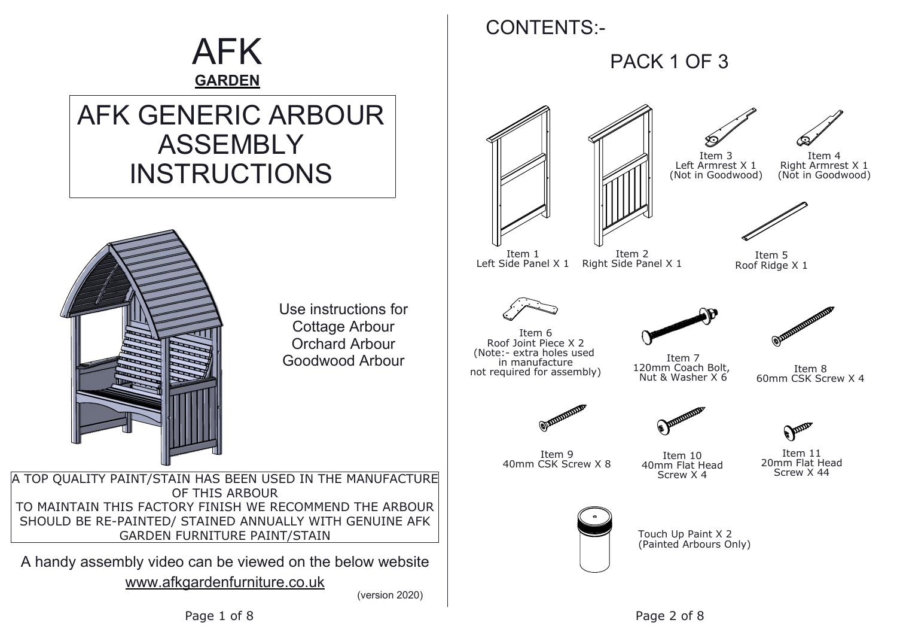# AFK

**GARDEN**

# AFK GENERIC ARBOUR ASSEMBLY INSTRUCTIONS

Use instructions for
Cottage Arbour
Orchard Arbour
Goodwood Arbour

A TOP QUALITY PAINT/STAIN HAS BEEN USED IN THE MANUFACTURE OF THIS ARBOUR
TO MAINTAIN THIS FACTORY FINISH WE RECOMMEND THE ARBOUR SHOULD BE RE-PAINTED/ STAINED ANNUALLY WITH GENUINE AFK GARDEN FURNITURE PAINT/STAIN

A handy assembly video can be viewed on the below website

www.afkgardenfurniture.co.uk

(version 2020)

## CONTENTS:-

### PACK 1 OF 3

Item 1
Left Side Panel X 1

Item 2
Right Side Panel X 1

Item 3
Left Armrest X 1
(Not in Goodwood)

Item 4
Right Armrest X 1
(Not in Goodwood)

Item 5
Roof Ridge X 1

Item 6
Roof Joint Piece X 2
(Note:- extra holes used in manufacture not required for assembly)

Item 7
120mm Coach Bolt, Nut & Washer X 6

Item 8
60mm CSK Screw X 4

Item 9
40mm CSK Screw X 8

Item 10
40mm Flat Head Screw X 4

Item 11
20mm Flat Head Screw X 44

Touch Up Paint X 2
(Painted Arbours Only)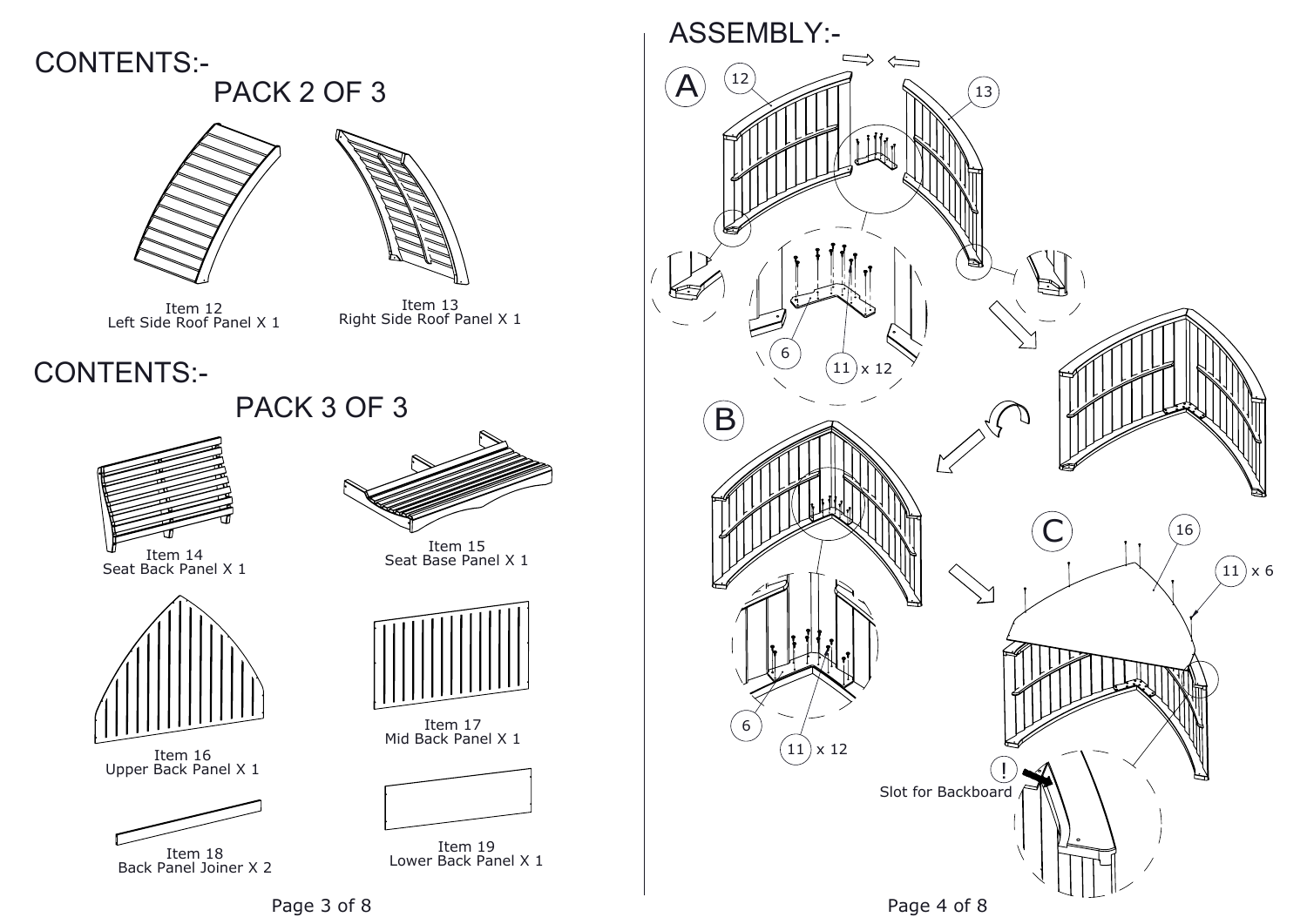# CONTENTS:-

## PACK 2 OF 3

Item 12
Left Side Roof Panel X 1

Item 13
Right Side Roof Panel X 1

# CONTENTS:-

## PACK 3 OF 3

Item 14
Seat Back Panel X 1

Item 15
Seat Base Panel X 1

Item 16
Upper Back Panel X 1

Item 17
Mid Back Panel X 1

Item 18
Back Panel Joiner X 2

Item 19
Lower Back Panel X 1

# ASSEMBLY:-

A

12

13

6

11 x 12

B

6

11 x 12

C

16

11 x 6

!
Slot for Backboard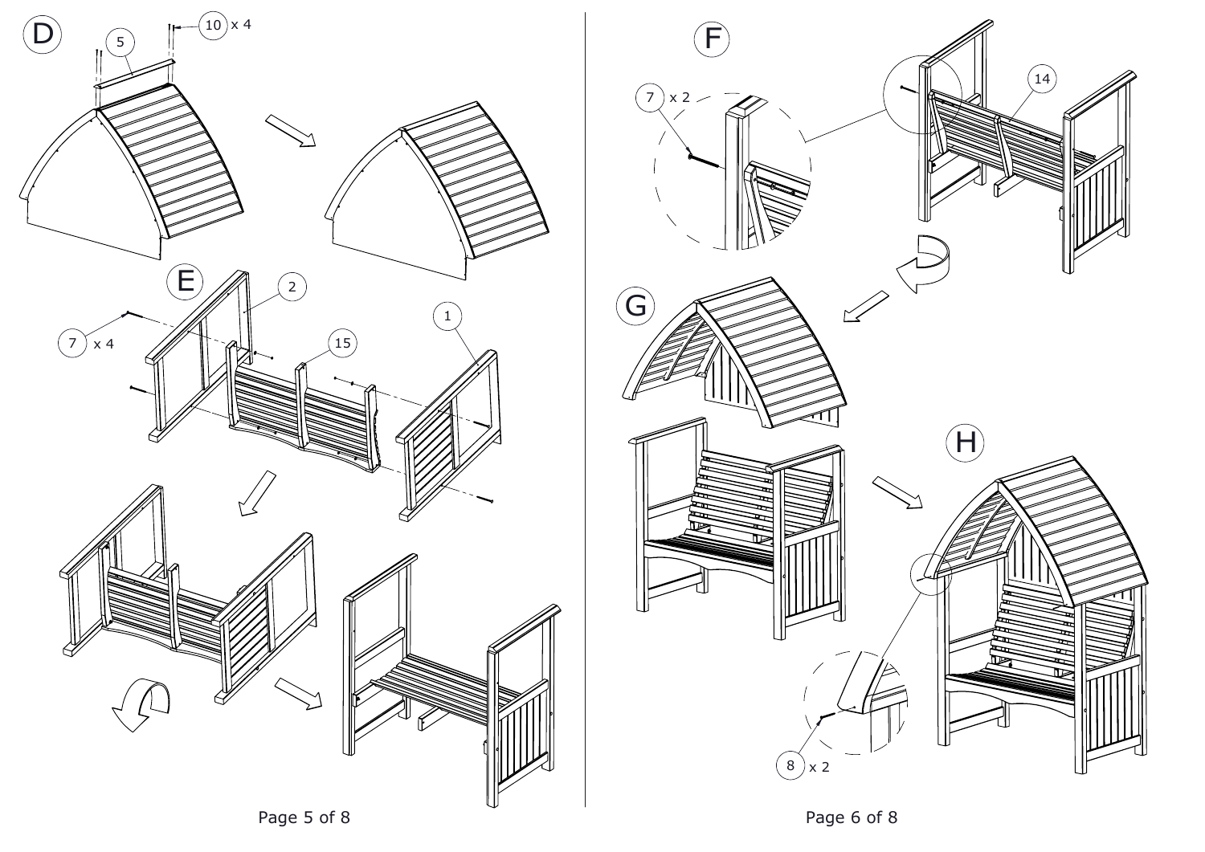D

5

10 x 4

E

7 x 4

2

15

1

F

7 x 2

14

G

H

8 x 2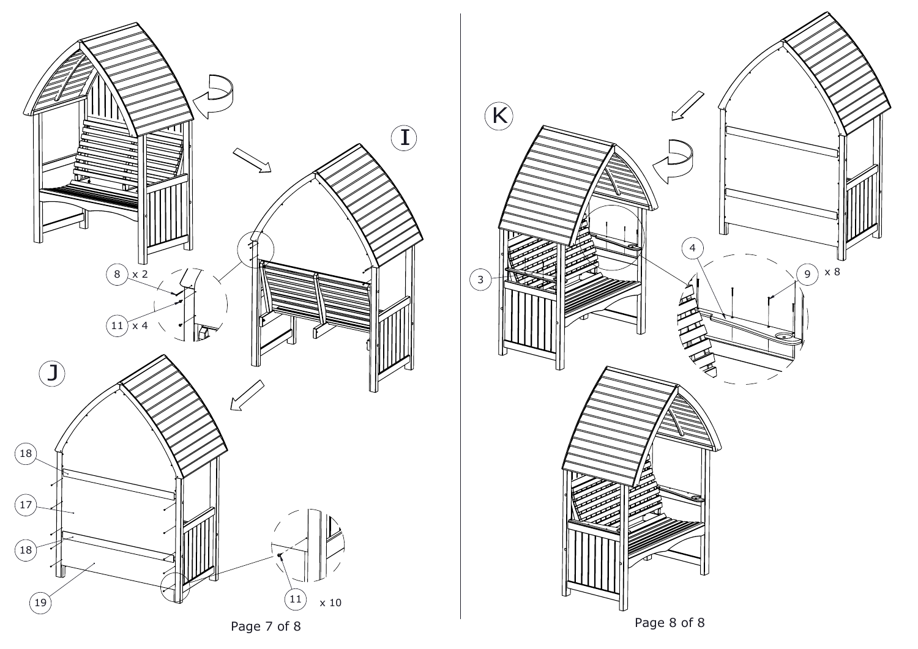I

8 x 2

11 x 4

J

18

17

18

19

11 x 10

K

3

4

9 x 8